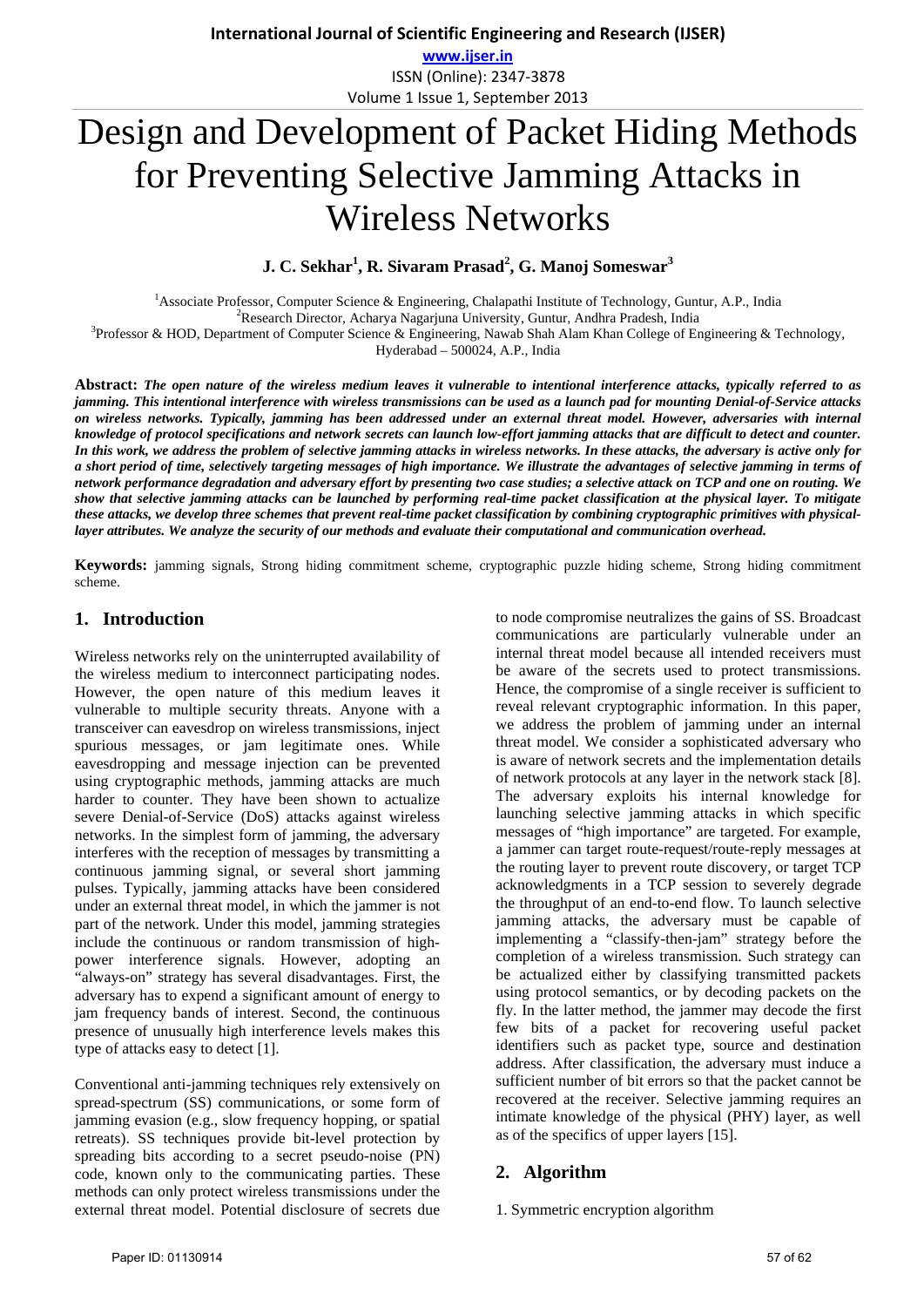# Design and Development of Packet Hiding Methods for Preventing Selective Jamming Attacks in Wireless Networks

**J. C. Sekhar[1], R. Sivaram Prasad[2], G. Manoj Someswar[3]**

[1]Associate Professor, Computer Science & Engineering, Chalapathi Institute of Technology, Guntur, A.P., India

[2]Research Director, Acharya Nagarjuna University, Guntur, Andhra Pradesh, India

[3]Professor & HOD, Department of Computer Science & Engineering, Nawab Shah Alam Khan College of Engineering & Technology, Hyderabad – 500024, A.P., India

**Abstract:** ***The open nature of the wireless medium leaves it vulnerable to intentional interference attacks, typically referred to as jamming. This intentional interference with wireless transmissions can be used as a launch pad for mounting Denial-of-Service attacks on wireless networks. Typically, jamming has been addressed under an external threat model. However, adversaries with internal knowledge of protocol specifications and network secrets can launch low-effort jamming attacks that are difficult to detect and counter. In this work, we address the problem of selective jamming attacks in wireless networks. In these attacks, the adversary is active only for a short period of time, selectively targeting messages of high importance. We illustrate the advantages of selective jamming in terms of network performance degradation and adversary effort by presenting two case studies; a selective attack on TCP and one on routing. We show that selective jamming attacks can be launched by performing real-time packet classification at the physical layer. To mitigate these attacks, we develop three schemes that prevent real-time packet classification by combining cryptographic primitives with physical-layer attributes. We analyze the security of our methods and evaluate their computational and communication overhead.***

**Keywords:** jamming signals, Strong hiding commitment scheme, cryptographic puzzle hiding scheme, Strong hiding commitment scheme.

## 1. Introduction

Wireless networks rely on the uninterrupted availability of the wireless medium to interconnect participating nodes. However, the open nature of this medium leaves it vulnerable to multiple security threats. Anyone with a transceiver can eavesdrop on wireless transmissions, inject spurious messages, or jam legitimate ones. While eavesdropping and message injection can be prevented using cryptographic methods, jamming attacks are much harder to counter. They have been shown to actualize severe Denial-of-Service (DoS) attacks against wireless networks. In the simplest form of jamming, the adversary interferes with the reception of messages by transmitting a continuous jamming signal, or several short jamming pulses. Typically, jamming attacks have been considered under an external threat model, in which the jammer is not part of the network. Under this model, jamming strategies include the continuous or random transmission of high-power interference signals. However, adopting an "always-on" strategy has several disadvantages. First, the adversary has to expend a significant amount of energy to jam frequency bands of interest. Second, the continuous presence of unusually high interference levels makes this type of attacks easy to detect [1].

Conventional anti-jamming techniques rely extensively on spread-spectrum (SS) communications, or some form of jamming evasion (e.g., slow frequency hopping, or spatial retreats). SS techniques provide bit-level protection by spreading bits according to a secret pseudo-noise (PN) code, known only to the communicating parties. These methods can only protect wireless transmissions under the external threat model. Potential disclosure of secrets due to node compromise neutralizes the gains of SS. Broadcast communications are particularly vulnerable under an internal threat model because all intended receivers must be aware of the secrets used to protect transmissions. Hence, the compromise of a single receiver is sufficient to reveal relevant cryptographic information. In this paper, we address the problem of jamming under an internal threat model. We consider a sophisticated adversary who is aware of network secrets and the implementation details of network protocols at any layer in the network stack [8]. The adversary exploits his internal knowledge for launching selective jamming attacks in which specific messages of "high importance" are targeted. For example, a jammer can target route-request/route-reply messages at the routing layer to prevent route discovery, or target TCP acknowledgments in a TCP session to severely degrade the throughput of an end-to-end flow. To launch selective jamming attacks, the adversary must be capable of implementing a "classify-then-jam" strategy before the completion of a wireless transmission. Such strategy can be actualized either by classifying transmitted packets using protocol semantics, or by decoding packets on the fly. In the latter method, the jammer may decode the first few bits of a packet for recovering useful packet identifiers such as packet type, source and destination address. After classification, the adversary must induce a sufficient number of bit errors so that the packet cannot be recovered at the receiver. Selective jamming requires an intimate knowledge of the physical (PHY) layer, as well as of the specifics of upper layers [15].

## 2. Algorithm

1. Symmetric encryption algorithm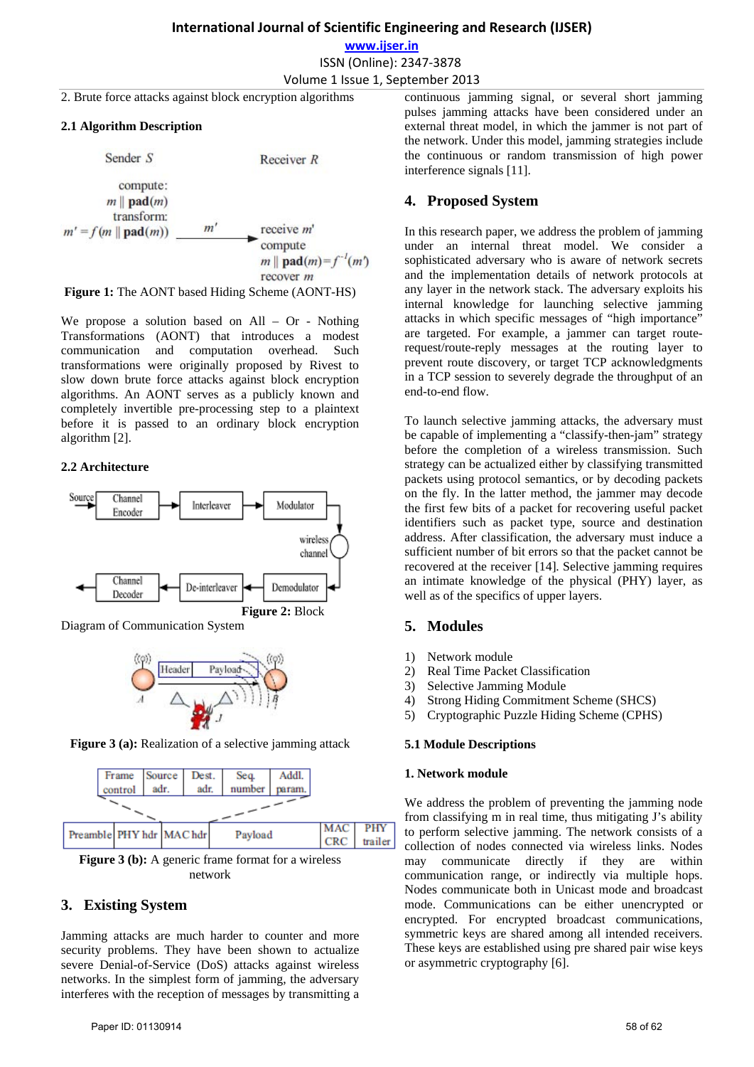2. Brute force attacks against block encryption algorithms

### 2.1 Algorithm Description

Sender $S$ Receiver $R$

compute:
$m \| \mathbf{pad}(m)$
transform:
$m' = f(m \| \mathbf{pad}(m))$ $\xrightarrow{m'}$ receive $m'$
compute
$m \| \mathbf{pad}(m) = f^{-1}(m')$
recover $m$

**Figure 1:** The AONT based Hiding Scheme (AONT-HS)

We propose a solution based on All – Or - Nothing Transformations (AONT) that introduces a modest communication and computation overhead. Such transformations were originally proposed by Rivest to slow down brute force attacks against block encryption algorithms. An AONT serves as a publicly known and completely invertible pre-processing step to a plaintext before it is passed to an ordinary block encryption algorithm [2].

### 2.2 Architecture

Source → Channel Encoder → Interleaver → Modulator → wireless channel → Demodulator → De-interleaver → Channel Decoder →

**Figure 2:** Block Diagram of Communication System

**Figure 3 (a):** Realization of a selective jamming attack

| Frame control | Source adr. | Dest. adr. | Seq. number | Addl. param. |
|---|---|---|---|---|

| Preamble | PHY hdr | MAC hdr | Payload | MAC CRC | PHY trailer |
|---|---|---|---|---|---|

**Figure 3 (b):** A generic frame format for a wireless network

## 3. Existing System

Jamming attacks are much harder to counter and more security problems. They have been shown to actualize severe Denial-of-Service (DoS) attacks against wireless networks. In the simplest form of jamming, the adversary interferes with the reception of messages by transmitting a continuous jamming signal, or several short jamming pulses jamming attacks have been considered under an external threat model, in which the jammer is not part of the network. Under this model, jamming strategies include the continuous or random transmission of high power interference signals [11].

## 4. Proposed System

In this research paper, we address the problem of jamming under an internal threat model. We consider a sophisticated adversary who is aware of network secrets and the implementation details of network protocols at any layer in the network stack. The adversary exploits his internal knowledge for launching selective jamming attacks in which specific messages of "high importance" are targeted. For example, a jammer can target route-request/route-reply messages at the routing layer to prevent route discovery, or target TCP acknowledgments in a TCP session to severely degrade the throughput of an end-to-end flow.

To launch selective jamming attacks, the adversary must be capable of implementing a "classify-then-jam" strategy before the completion of a wireless transmission. Such strategy can be actualized either by classifying transmitted packets using protocol semantics, or by decoding packets on the fly. In the latter method, the jammer may decode the first few bits of a packet for recovering useful packet identifiers such as packet type, source and destination address. After classification, the adversary must induce a sufficient number of bit errors so that the packet cannot be recovered at the receiver [14]. Selective jamming requires an intimate knowledge of the physical (PHY) layer, as well as of the specifics of upper layers.

## 5. Modules

1) Network module
2) Real Time Packet Classification
3) Selective Jamming Module
4) Strong Hiding Commitment Scheme (SHCS)
5) Cryptographic Puzzle Hiding Scheme (CPHS)

### 5.1 Module Descriptions

#### 1. Network module

We address the problem of preventing the jamming node from classifying m in real time, thus mitigating J's ability to perform selective jamming. The network consists of a collection of nodes connected via wireless links. Nodes may communicate directly if they are within communication range, or indirectly via multiple hops. Nodes communicate both in Unicast mode and broadcast mode. Communications can be either unencrypted or encrypted. For encrypted broadcast communications, symmetric keys are shared among all intended receivers. These keys are established using pre shared pair wise keys or asymmetric cryptography [6].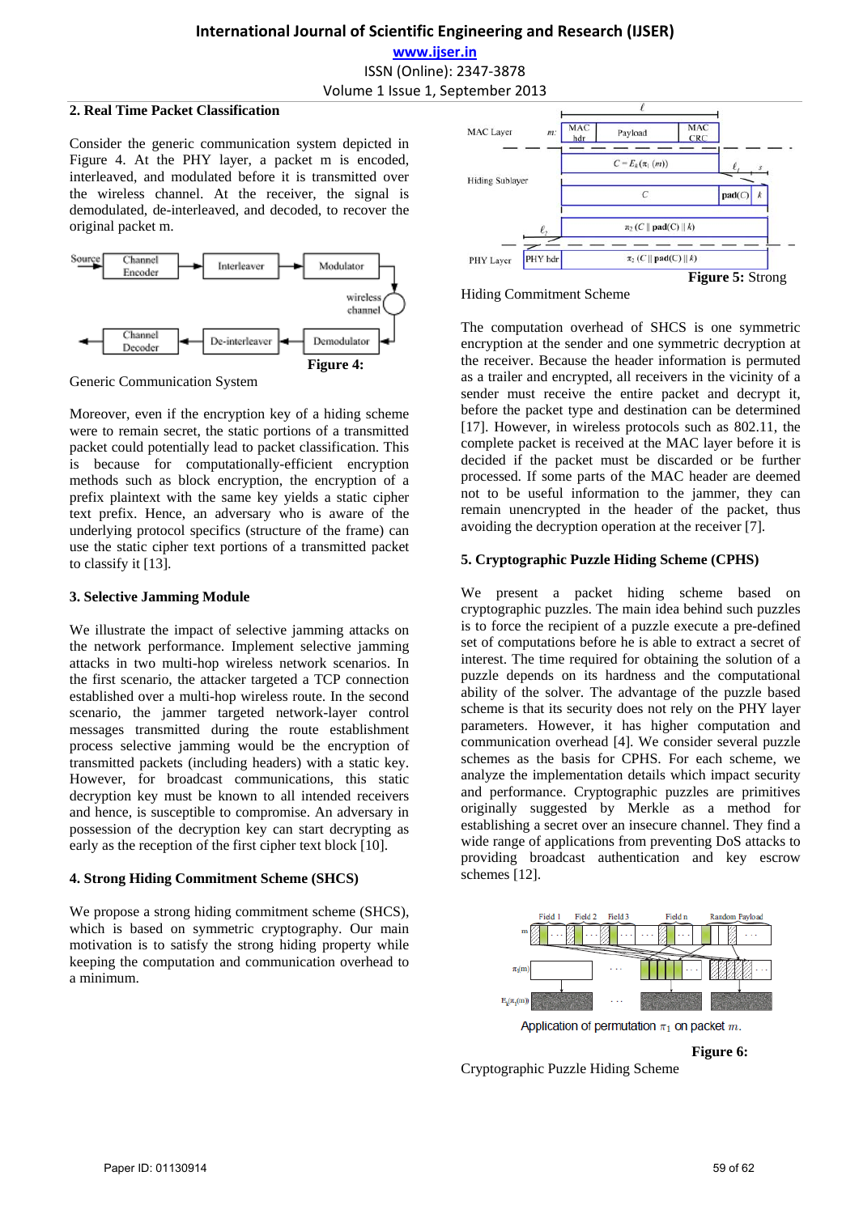## 2. Real Time Packet Classification

Consider the generic communication system depicted in Figure 4. At the PHY layer, a packet m is encoded, interleaved, and modulated before it is transmitted over the wireless channel. At the receiver, the signal is demodulated, de-interleaved, and decoded, to recover the original packet m.

**Figure 4:** Generic Communication System

Moreover, even if the encryption key of a hiding scheme were to remain secret, the static portions of a transmitted packet could potentially lead to packet classification. This is because for computationally-efficient encryption methods such as block encryption, the encryption of a prefix plaintext with the same key yields a static cipher text prefix. Hence, an adversary who is aware of the underlying protocol specifics (structure of the frame) can use the static cipher text portions of a transmitted packet to classify it [13].

## 3. Selective Jamming Module

We illustrate the impact of selective jamming attacks on the network performance. Implement selective jamming attacks in two multi-hop wireless network scenarios. In the first scenario, the attacker targeted a TCP connection established over a multi-hop wireless route. In the second scenario, the jammer targeted network-layer control messages transmitted during the route establishment process selective jamming would be the encryption of transmitted packets (including headers) with a static key. However, for broadcast communications, this static decryption key must be known to all intended receivers and hence, is susceptible to compromise. An adversary in possession of the decryption key can start decrypting as early as the reception of the first cipher text block [10].

## 4. Strong Hiding Commitment Scheme (SHCS)

We propose a strong hiding commitment scheme (SHCS), which is based on symmetric cryptography. Our main motivation is to satisfy the strong hiding property while keeping the computation and communication overhead to a minimum.

**Figure 5:** Strong Hiding Commitment Scheme

The computation overhead of SHCS is one symmetric encryption at the sender and one symmetric decryption at the receiver. Because the header information is permuted as a trailer and encrypted, all receivers in the vicinity of a sender must receive the entire packet and decrypt it, before the packet type and destination can be determined [17]. However, in wireless protocols such as 802.11, the complete packet is received at the MAC layer before it is decided if the packet must be discarded or be further processed. If some parts of the MAC header are deemed not to be useful information to the jammer, they can remain unencrypted in the header of the packet, thus avoiding the decryption operation at the receiver [7].

## 5. Cryptographic Puzzle Hiding Scheme (CPHS)

We present a packet hiding scheme based on cryptographic puzzles. The main idea behind such puzzles is to force the recipient of a puzzle execute a pre-defined set of computations before he is able to extract a secret of interest. The time required for obtaining the solution of a puzzle depends on its hardness and the computational ability of the solver. The advantage of the puzzle based scheme is that its security does not rely on the PHY layer parameters. However, it has higher computation and communication overhead [4]. We consider several puzzle schemes as the basis for CPHS. For each scheme, we analyze the implementation details which impact security and performance. Cryptographic puzzles are primitives originally suggested by Merkle as a method for establishing a secret over an insecure channel. They find a wide range of applications from preventing DoS attacks to providing broadcast authentication and key escrow schemes [12].

Application of permutation $\pi_1$ on packet $m$.

**Figure 6:** Cryptographic Puzzle Hiding Scheme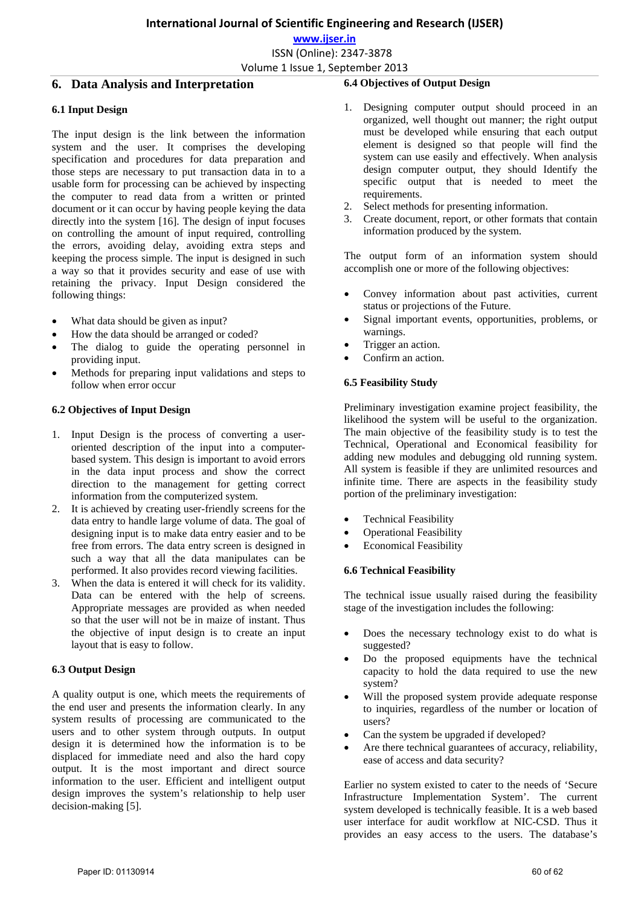## 6. Data Analysis and Interpretation

### 6.1 Input Design

The input design is the link between the information system and the user. It comprises the developing specification and procedures for data preparation and those steps are necessary to put transaction data in to a usable form for processing can be achieved by inspecting the computer to read data from a written or printed document or it can occur by having people keying the data directly into the system [16]. The design of input focuses on controlling the amount of input required, controlling the errors, avoiding delay, avoiding extra steps and keeping the process simple. The input is designed in such a way so that it provides security and ease of use with retaining the privacy. Input Design considered the following things:

- What data should be given as input?
- How the data should be arranged or coded?
- The dialog to guide the operating personnel in providing input.
- Methods for preparing input validations and steps to follow when error occur

### 6.2 Objectives of Input Design

1. Input Design is the process of converting a user-oriented description of the input into a computer-based system. This design is important to avoid errors in the data input process and show the correct direction to the management for getting correct information from the computerized system.
2. It is achieved by creating user-friendly screens for the data entry to handle large volume of data. The goal of designing input is to make data entry easier and to be free from errors. The data entry screen is designed in such a way that all the data manipulates can be performed. It also provides record viewing facilities.
3. When the data is entered it will check for its validity. Data can be entered with the help of screens. Appropriate messages are provided as when needed so that the user will not be in maize of instant. Thus the objective of input design is to create an input layout that is easy to follow.

### 6.3 Output Design

A quality output is one, which meets the requirements of the end user and presents the information clearly. In any system results of processing are communicated to the users and to other system through outputs. In output design it is determined how the information is to be displaced for immediate need and also the hard copy output. It is the most important and direct source information to the user. Efficient and intelligent output design improves the system's relationship to help user decision-making [5].

### 6.4 Objectives of Output Design

1. Designing computer output should proceed in an organized, well thought out manner; the right output must be developed while ensuring that each output element is designed so that people will find the system can use easily and effectively. When analysis design computer output, they should Identify the specific output that is needed to meet the requirements.
2. Select methods for presenting information.
3. Create document, report, or other formats that contain information produced by the system.

The output form of an information system should accomplish one or more of the following objectives:

- Convey information about past activities, current status or projections of the Future.
- Signal important events, opportunities, problems, or warnings.
- Trigger an action.
- Confirm an action.

### 6.5 Feasibility Study

Preliminary investigation examine project feasibility, the likelihood the system will be useful to the organization. The main objective of the feasibility study is to test the Technical, Operational and Economical feasibility for adding new modules and debugging old running system. All system is feasible if they are unlimited resources and infinite time. There are aspects in the feasibility study portion of the preliminary investigation:

- Technical Feasibility
- Operational Feasibility
- Economical Feasibility

### 6.6 Technical Feasibility

The technical issue usually raised during the feasibility stage of the investigation includes the following:

- Does the necessary technology exist to do what is suggested?
- Do the proposed equipments have the technical capacity to hold the data required to use the new system?
- Will the proposed system provide adequate response to inquiries, regardless of the number or location of users?
- Can the system be upgraded if developed?
- Are there technical guarantees of accuracy, reliability, ease of access and data security?

Earlier no system existed to cater to the needs of 'Secure Infrastructure Implementation System'. The current system developed is technically feasible. It is a web based user interface for audit workflow at NIC-CSD. Thus it provides an easy access to the users. The database's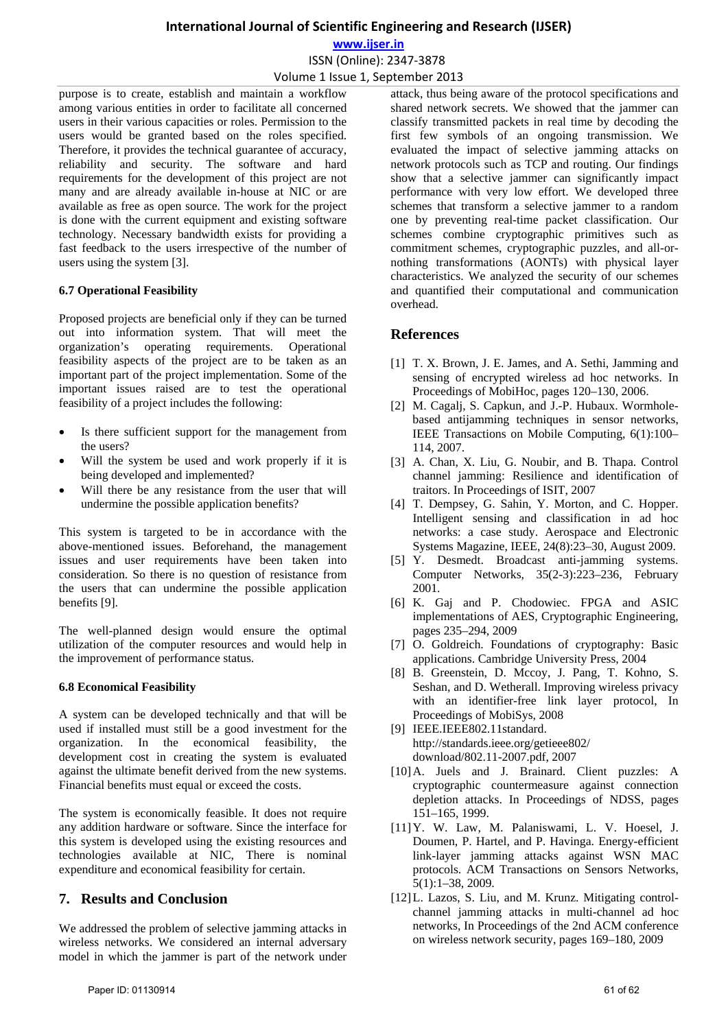purpose is to create, establish and maintain a workflow among various entities in order to facilitate all concerned users in their various capacities or roles. Permission to the users would be granted based on the roles specified. Therefore, it provides the technical guarantee of accuracy, reliability and security. The software and hard requirements for the development of this project are not many and are already available in-house at NIC or are available as free as open source. The work for the project is done with the current equipment and existing software technology. Necessary bandwidth exists for providing a fast feedback to the users irrespective of the number of users using the system [3].

### 6.7 Operational Feasibility

Proposed projects are beneficial only if they can be turned out into information system. That will meet the organization's operating requirements. Operational feasibility aspects of the project are to be taken as an important part of the project implementation. Some of the important issues raised are to test the operational feasibility of a project includes the following:

- Is there sufficient support for the management from the users?
- Will the system be used and work properly if it is being developed and implemented?
- Will there be any resistance from the user that will undermine the possible application benefits?

This system is targeted to be in accordance with the above-mentioned issues. Beforehand, the management issues and user requirements have been taken into consideration. So there is no question of resistance from the users that can undermine the possible application benefits [9].

The well-planned design would ensure the optimal utilization of the computer resources and would help in the improvement of performance status.

### 6.8 Economical Feasibility

A system can be developed technically and that will be used if installed must still be a good investment for the organization. In the economical feasibility, the development cost in creating the system is evaluated against the ultimate benefit derived from the new systems. Financial benefits must equal or exceed the costs.

The system is economically feasible. It does not require any addition hardware or software. Since the interface for this system is developed using the existing resources and technologies available at NIC, There is nominal expenditure and economical feasibility for certain.

## 7. Results and Conclusion

We addressed the problem of selective jamming attacks in wireless networks. We considered an internal adversary model in which the jammer is part of the network under attack, thus being aware of the protocol specifications and shared network secrets. We showed that the jammer can classify transmitted packets in real time by decoding the first few symbols of an ongoing transmission. We evaluated the impact of selective jamming attacks on network protocols such as TCP and routing. Our findings show that a selective jammer can significantly impact performance with very low effort. We developed three schemes that transform a selective jammer to a random one by preventing real-time packet classification. Our schemes combine cryptographic primitives such as commitment schemes, cryptographic puzzles, and all-or-nothing transformations (AONTs) with physical layer characteristics. We analyzed the security of our schemes and quantified their computational and communication overhead.

## References

[1] T. X. Brown, J. E. James, and A. Sethi, Jamming and sensing of encrypted wireless ad hoc networks. In Proceedings of MobiHoc, pages 120–130, 2006.

[2] M. Cagalj, S. Capkun, and J.-P. Hubaux. Wormhole-based antijamming techniques in sensor networks, IEEE Transactions on Mobile Computing, 6(1):100–114, 2007.

[3] A. Chan, X. Liu, G. Noubir, and B. Thapa. Control channel jamming: Resilience and identification of traitors. In Proceedings of ISIT, 2007

[4] T. Dempsey, G. Sahin, Y. Morton, and C. Hopper. Intelligent sensing and classification in ad hoc networks: a case study. Aerospace and Electronic Systems Magazine, IEEE, 24(8):23–30, August 2009.

[5] Y. Desmedt. Broadcast anti-jamming systems. Computer Networks, 35(2-3):223–236, February 2001.

[6] K. Gaj and P. Chodowiec. FPGA and ASIC implementations of AES, Cryptographic Engineering, pages 235–294, 2009

[7] O. Goldreich. Foundations of cryptography: Basic applications. Cambridge University Press, 2004

[8] B. Greenstein, D. Mccoy, J. Pang, T. Kohno, S. Seshan, and D. Wetherall. Improving wireless privacy with an identifier-free link layer protocol, In Proceedings of MobiSys, 2008

[9] IEEE.IEEE802.11standard. http://standards.ieee.org/getieee802/ download/802.11-2007.pdf, 2007

[10] A. Juels and J. Brainard. Client puzzles: A cryptographic countermeasure against connection depletion attacks. In Proceedings of NDSS, pages 151–165, 1999.

[11] Y. W. Law, M. Palaniswami, L. V. Hoesel, J. Doumen, P. Hartel, and P. Havinga. Energy-efficient link-layer jamming attacks against WSN MAC protocols. ACM Transactions on Sensors Networks, 5(1):1–38, 2009.

[12] L. Lazos, S. Liu, and M. Krunz. Mitigating control-channel jamming attacks in multi-channel ad hoc networks, In Proceedings of the 2nd ACM conference on wireless network security, pages 169–180, 2009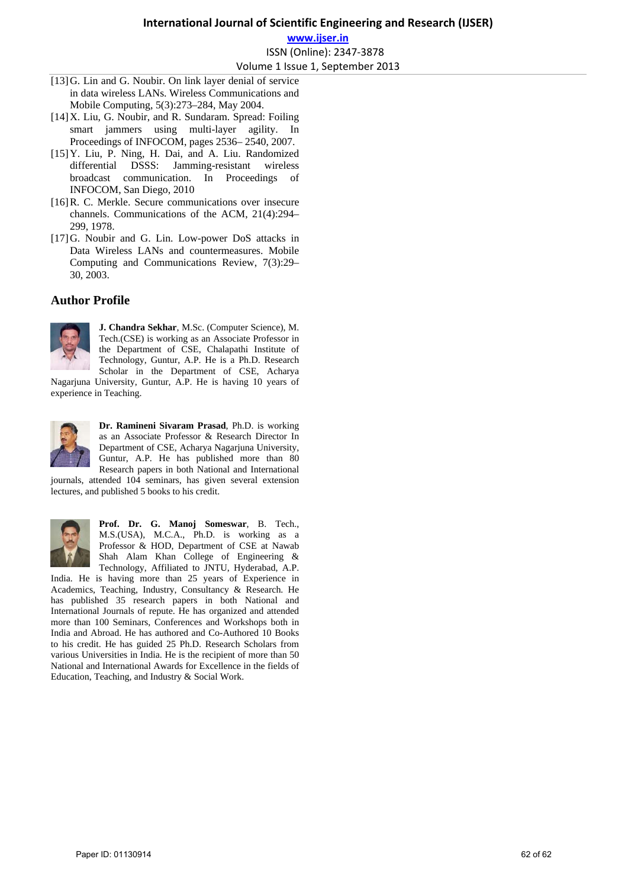[13] G. Lin and G. Noubir. On link layer denial of service in data wireless LANs. Wireless Communications and Mobile Computing, 5(3):273–284, May 2004.

[14] X. Liu, G. Noubir, and R. Sundaram. Spread: Foiling smart jammers using multi-layer agility. In Proceedings of INFOCOM, pages 2536– 2540, 2007.

[15] Y. Liu, P. Ning, H. Dai, and A. Liu. Randomized differential DSSS: Jamming-resistant wireless broadcast communication. In Proceedings of INFOCOM, San Diego, 2010

[16] R. C. Merkle. Secure communications over insecure channels. Communications of the ACM, 21(4):294–299, 1978.

[17] G. Noubir and G. Lin. Low-power DoS attacks in Data Wireless LANs and countermeasures. Mobile Computing and Communications Review, 7(3):29–30, 2003.

## Author Profile

**J. Chandra Sekhar**, M.Sc. (Computer Science), M. Tech.(CSE) is working as an Associate Professor in the Department of CSE, Chalapathi Institute of Technology, Guntur, A.P. He is a Ph.D. Research Scholar in the Department of CSE, Acharya Nagarjuna University, Guntur, A.P. He is having 10 years of experience in Teaching.

**Dr. Ramineni Sivaram Prasad**, Ph.D. is working as an Associate Professor & Research Director In Department of CSE, Acharya Nagarjuna University, Guntur, A.P. He has published more than 80 Research papers in both National and International journals, attended 104 seminars, has given several extension lectures, and published 5 books to his credit.

**Prof. Dr. G. Manoj Someswar**, B. Tech., M.S.(USA), M.C.A., Ph.D. is working as a Professor & HOD, Department of CSE at Nawab Shah Alam Khan College of Engineering & Technology, Affiliated to JNTU, Hyderabad, A.P. India. He is having more than 25 years of Experience in Academics, Teaching, Industry, Consultancy & Research. He has published 35 research papers in both National and International Journals of repute. He has organized and attended more than 100 Seminars, Conferences and Workshops both in India and Abroad. He has authored and Co-Authored 10 Books to his credit. He has guided 25 Ph.D. Research Scholars from various Universities in India. He is the recipient of more than 50 National and International Awards for Excellence in the fields of Education, Teaching, and Industry & Social Work.